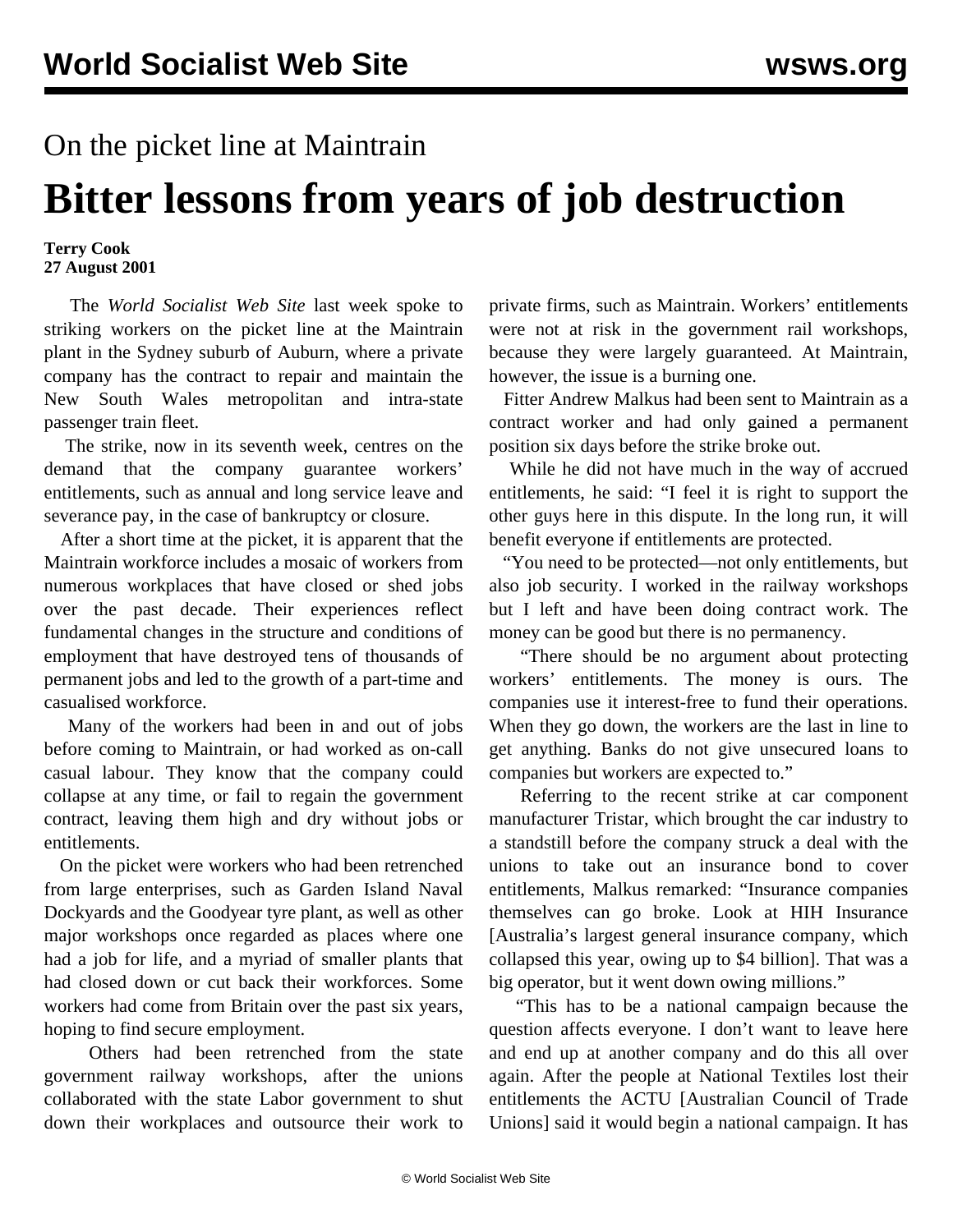On the picket line at Maintrain

# Bitter lessons from years of job destruction

**Terry Cook**
**27 August 2001**

The *World Socialist Web Site* last week spoke to striking workers on the picket line at the Maintrain plant in the Sydney suburb of Auburn, where a private company has the contract to repair and maintain the New South Wales metropolitan and intra-state passenger train fleet.

The strike, now in its seventh week, centres on the demand that the company guarantee workers' entitlements, such as annual and long service leave and severance pay, in the case of bankruptcy or closure.

After a short time at the picket, it is apparent that the Maintrain workforce includes a mosaic of workers from numerous workplaces that have closed or shed jobs over the past decade. Their experiences reflect fundamental changes in the structure and conditions of employment that have destroyed tens of thousands of permanent jobs and led to the growth of a part-time and casualised workforce.

Many of the workers had been in and out of jobs before coming to Maintrain, or had worked as on-call casual labour. They know that the company could collapse at any time, or fail to regain the government contract, leaving them high and dry without jobs or entitlements.

On the picket were workers who had been retrenched from large enterprises, such as Garden Island Naval Dockyards and the Goodyear tyre plant, as well as other major workshops once regarded as places where one had a job for life, and a myriad of smaller plants that had closed down or cut back their workforces. Some workers had come from Britain over the past six years, hoping to find secure employment.

Others had been retrenched from the state government railway workshops, after the unions collaborated with the state Labor government to shut down their workplaces and outsource their work to private firms, such as Maintrain. Workers' entitlements were not at risk in the government rail workshops, because they were largely guaranteed. At Maintrain, however, the issue is a burning one.

Fitter Andrew Malkus had been sent to Maintrain as a contract worker and had only gained a permanent position six days before the strike broke out.

While he did not have much in the way of accrued entitlements, he said: "I feel it is right to support the other guys here in this dispute. In the long run, it will benefit everyone if entitlements are protected.

"You need to be protected—not only entitlements, but also job security. I worked in the railway workshops but I left and have been doing contract work. The money can be good but there is no permanency.

"There should be no argument about protecting workers' entitlements. The money is ours. The companies use it interest-free to fund their operations. When they go down, the workers are the last in line to get anything. Banks do not give unsecured loans to companies but workers are expected to."

Referring to the recent strike at car component manufacturer Tristar, which brought the car industry to a standstill before the company struck a deal with the unions to take out an insurance bond to cover entitlements, Malkus remarked: "Insurance companies themselves can go broke. Look at HIH Insurance [Australia's largest general insurance company, which collapsed this year, owing up to $4 billion]. That was a big operator, but it went down owing millions."

"This has to be a national campaign because the question affects everyone. I don't want to leave here and end up at another company and do this all over again. After the people at National Textiles lost their entitlements the ACTU [Australian Council of Trade Unions] said it would begin a national campaign. It has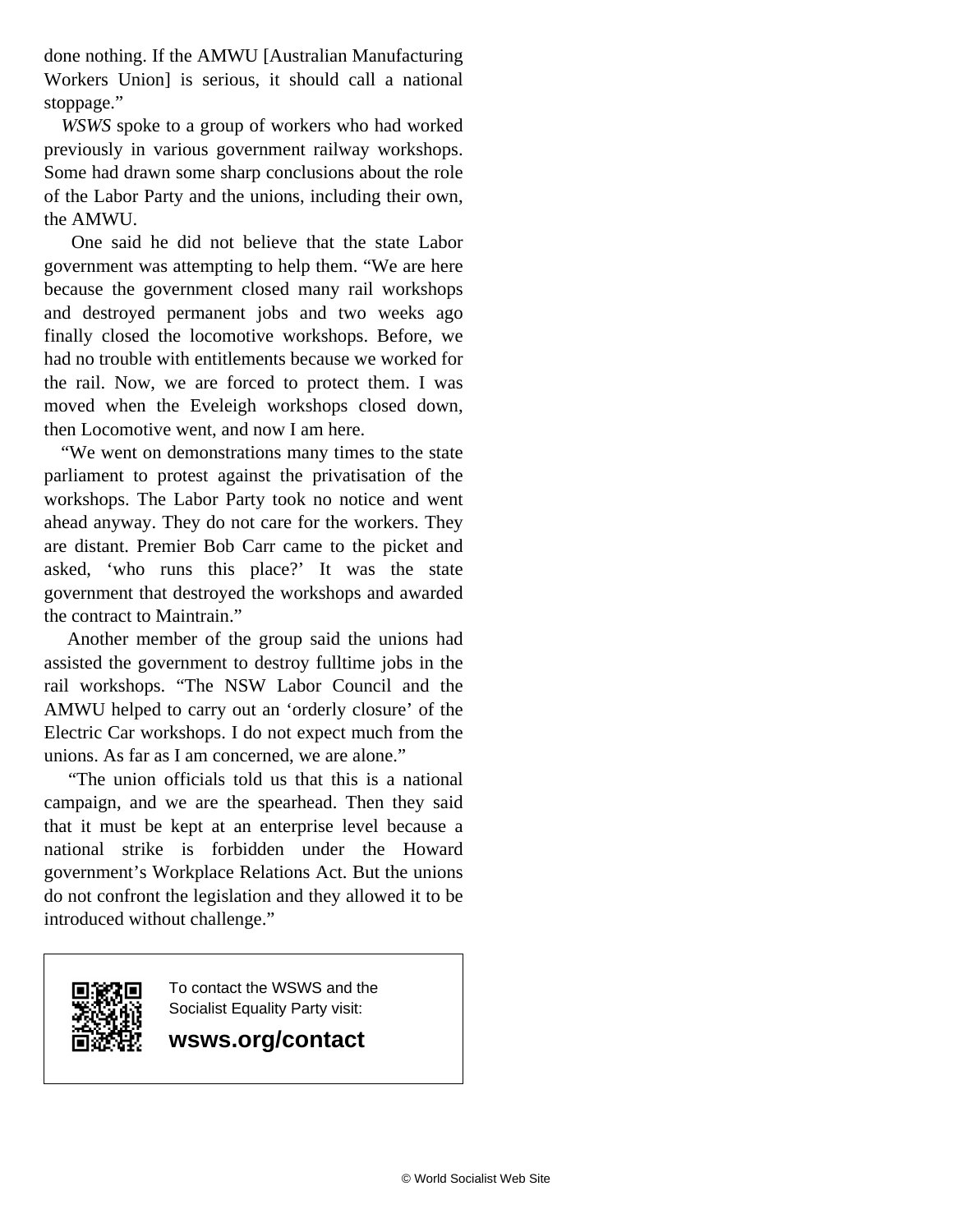done nothing. If the AMWU [Australian Manufacturing Workers Union] is serious, it should call a national stoppage."

*WSWS* spoke to a group of workers who had worked previously in various government railway workshops. Some had drawn some sharp conclusions about the role of the Labor Party and the unions, including their own, the AMWU.

One said he did not believe that the state Labor government was attempting to help them. "We are here because the government closed many rail workshops and destroyed permanent jobs and two weeks ago finally closed the locomotive workshops. Before, we had no trouble with entitlements because we worked for the rail. Now, we are forced to protect them. I was moved when the Eveleigh workshops closed down, then Locomotive went, and now I am here.

"We went on demonstrations many times to the state parliament to protest against the privatisation of the workshops. The Labor Party took no notice and went ahead anyway. They do not care for the workers. They are distant. Premier Bob Carr came to the picket and asked, 'who runs this place?' It was the state government that destroyed the workshops and awarded the contract to Maintrain."

Another member of the group said the unions had assisted the government to destroy fulltime jobs in the rail workshops. "The NSW Labor Council and the AMWU helped to carry out an 'orderly closure' of the Electric Car workshops. I do not expect much from the unions. As far as I am concerned, we are alone."

"The union officials told us that this is a national campaign, and we are the spearhead. Then they said that it must be kept at an enterprise level because a national strike is forbidden under the Howard government's Workplace Relations Act. But the unions do not confront the legislation and they allowed it to be introduced without challenge."

To contact the WSWS and the Socialist Equality Party visit:

**wsws.org/contact**